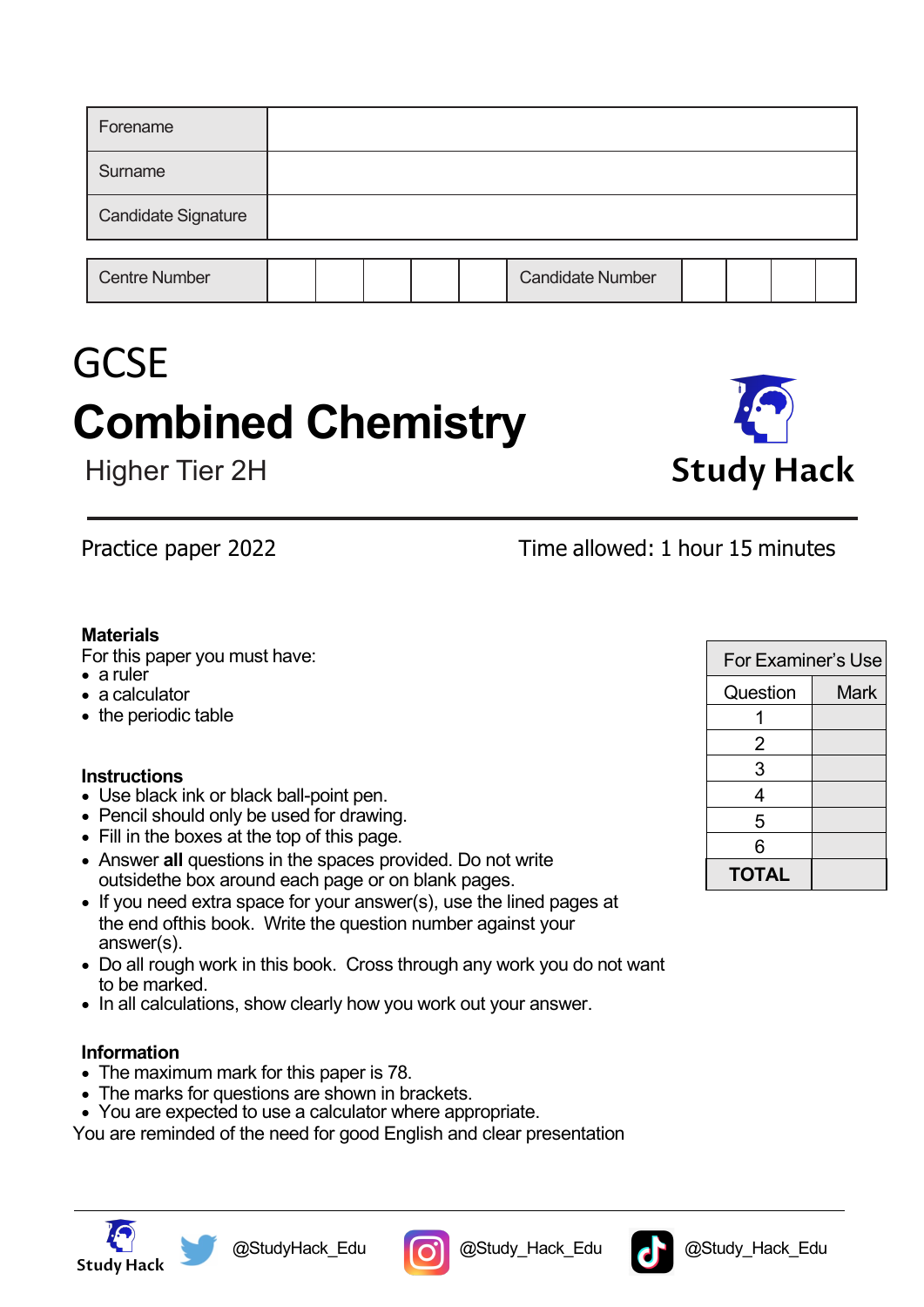| Forename | |
|---|---|
| Surname | |
| Candidate Signature | |

| Centre Number | | | | | | Candidate Number | | | | |
|---|---|---|---|---|---|---|---|---|---|---|

# GCSE

# Combined Chemistry

## Higher Tier 2H

Study Hack

Practice paper 2022

Time allowed: 1 hour 15 minutes

**Materials**

For this paper you must have:

- a ruler
- a calculator
- the periodic table

**Instructions**

- Use black ink or black ball-point pen.
- Pencil should only be used for drawing.
- Fill in the boxes at the top of this page.
- Answer **all** questions in the spaces provided. Do not write outsidethe box around each page or on blank pages.
- If you need extra space for your answer(s), use the lined pages at the end ofthis book. Write the question number against your answer(s).
- Do all rough work in this book. Cross through any work you do not want to be marked.
- In all calculations, show clearly how you work out your answer.

**Information**

- The maximum mark for this paper is 78.
- The marks for questions are shown in brackets.
- You are expected to use a calculator where appropriate.

You are reminded of the need for good English and clear presentation

| For Examiner's Use | |
|---|---|
| Question | Mark |
| 1 | |
| 2 | |
| 3 | |
| 4 | |
| 5 | |
| 6 | |
| **TOTAL** | |

Study Hack @StudyHack_Edu @Study_Hack_Edu @Study_Hack_Edu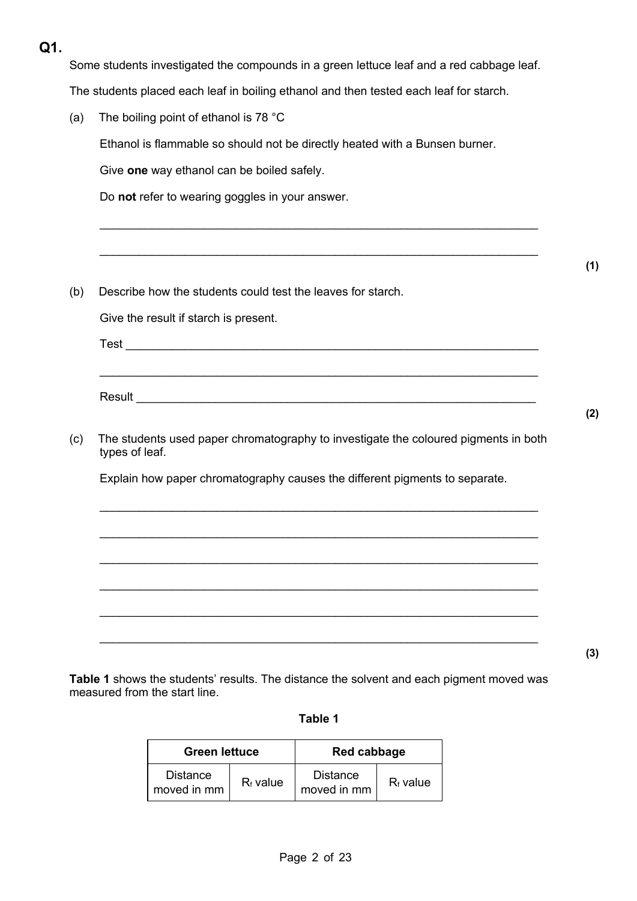## Q1.

Some students investigated the compounds in a green lettuce leaf and a red cabbage leaf.

The students placed each leaf in boiling ethanol and then tested each leaf for starch.

(a) The boiling point of ethanol is 78 °C

Ethanol is flammable so should not be directly heated with a Bunsen burner.

Give **one** way ethanol can be boiled safely.

Do **not** refer to wearing goggles in your answer.

___________________________________________________________________

___________________________________________________________________

**(1)**

(b) Describe how the students could test the leaves for starch.

Give the result if starch is present.

Test _______________________________________________________________

___________________________________________________________________

Result _____________________________________________________________

**(2)**

(c) The students used paper chromatography to investigate the coloured pigments in both types of leaf.

Explain how paper chromatography causes the different pigments to separate.

___________________________________________________________________

___________________________________________________________________

___________________________________________________________________

___________________________________________________________________

___________________________________________________________________

___________________________________________________________________

**(3)**

**Table 1** shows the students' results. The distance the solvent and each pigment moved was measured from the start line.

**Table 1**

| Green lettuce | | Red cabbage | |
|---|---|---|---|
| Distance moved in mm | $R_f$ value | Distance moved in mm | $R_f$ value |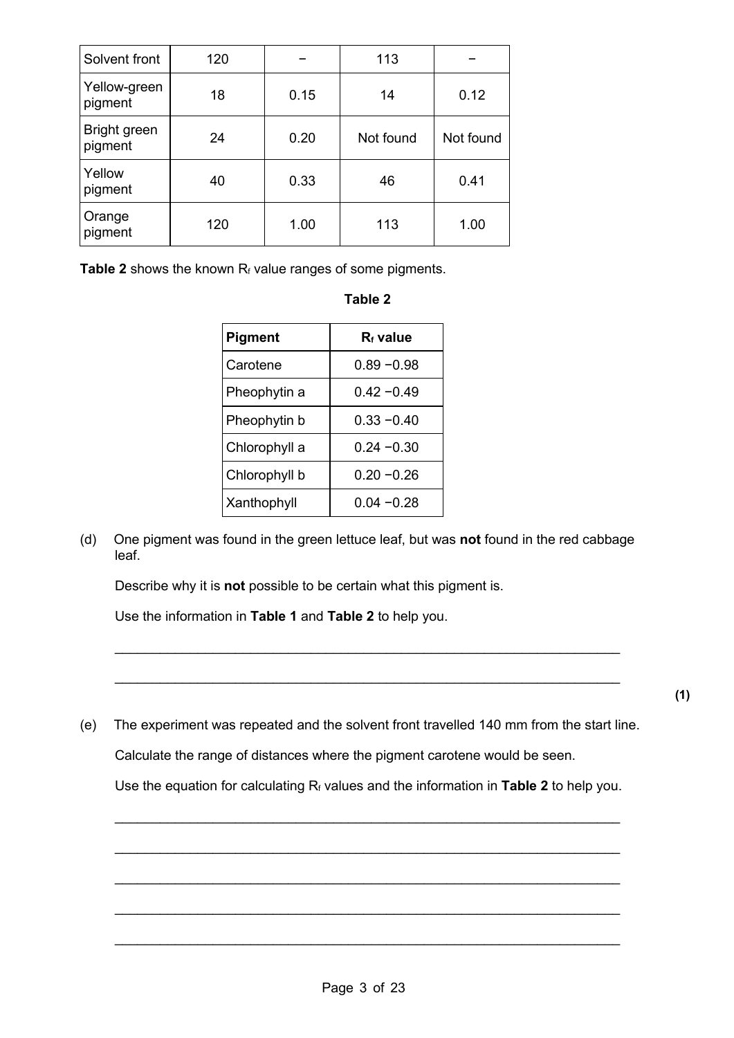| Solvent front | 120 | – | 113 | – |
|---|---|---|---|---|
| Yellow-green pigment | 18 | 0.15 | 14 | 0.12 |
| Bright green pigment | 24 | 0.20 | Not found | Not found |
| Yellow pigment | 40 | 0.33 | 46 | 0.41 |
| Orange pigment | 120 | 1.00 | 113 | 1.00 |

**Table 2** shows the known $R_f$ value ranges of some pigments.

**Table 2**

| Pigment | $R_f$ value |
|---|---|
| Carotene | 0.89 −0.98 |
| Pheophytin a | 0.42 −0.49 |
| Pheophytin b | 0.33 −0.40 |
| Chlorophyll a | 0.24 −0.30 |
| Chlorophyll b | 0.20 −0.26 |
| Xanthophyll | 0.04 −0.28 |

(d) One pigment was found in the green lettuce leaf, but was **not** found in the red cabbage leaf.

Describe why it is **not** possible to be certain what this pigment is.

Use the information in **Table 1** and **Table 2** to help you.

___________________________________________________________________

___________________________________________________________________

**(1)**

(e) The experiment was repeated and the solvent front travelled 140 mm from the start line.

Calculate the range of distances where the pigment carotene would be seen.

Use the equation for calculating $R_f$ values and the information in **Table 2** to help you.

___________________________________________________________________

___________________________________________________________________

___________________________________________________________________

___________________________________________________________________

___________________________________________________________________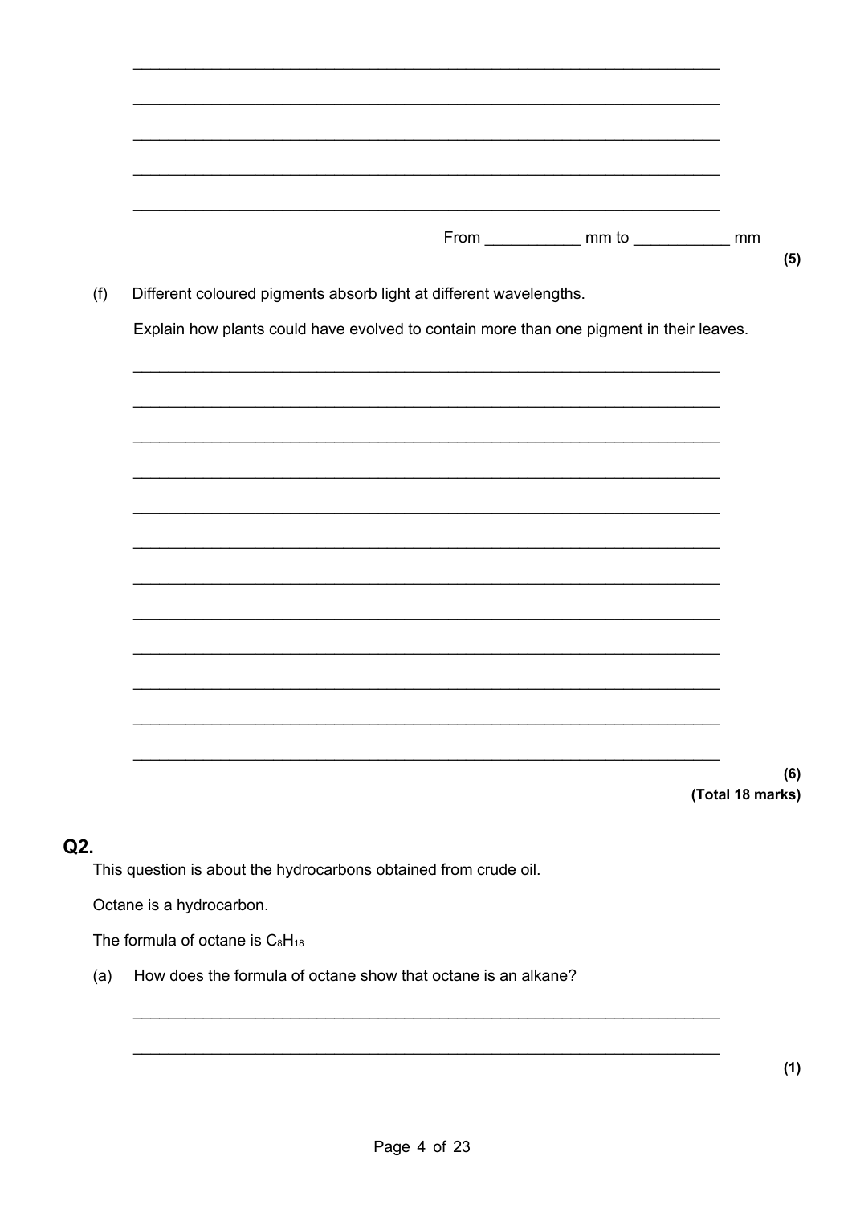From ___________ mm to ___________ mm

**(5)**

(f) Different coloured pigments absorb light at different wavelengths.

Explain how plants could have evolved to contain more than one pigment in their leaves.

**(6)**

**(Total 18 marks)**

## Q2.

This question is about the hydrocarbons obtained from crude oil.

Octane is a hydrocarbon.

The formula of octane is $C_8H_{18}$

(a) How does the formula of octane show that octane is an alkane?

**(1)**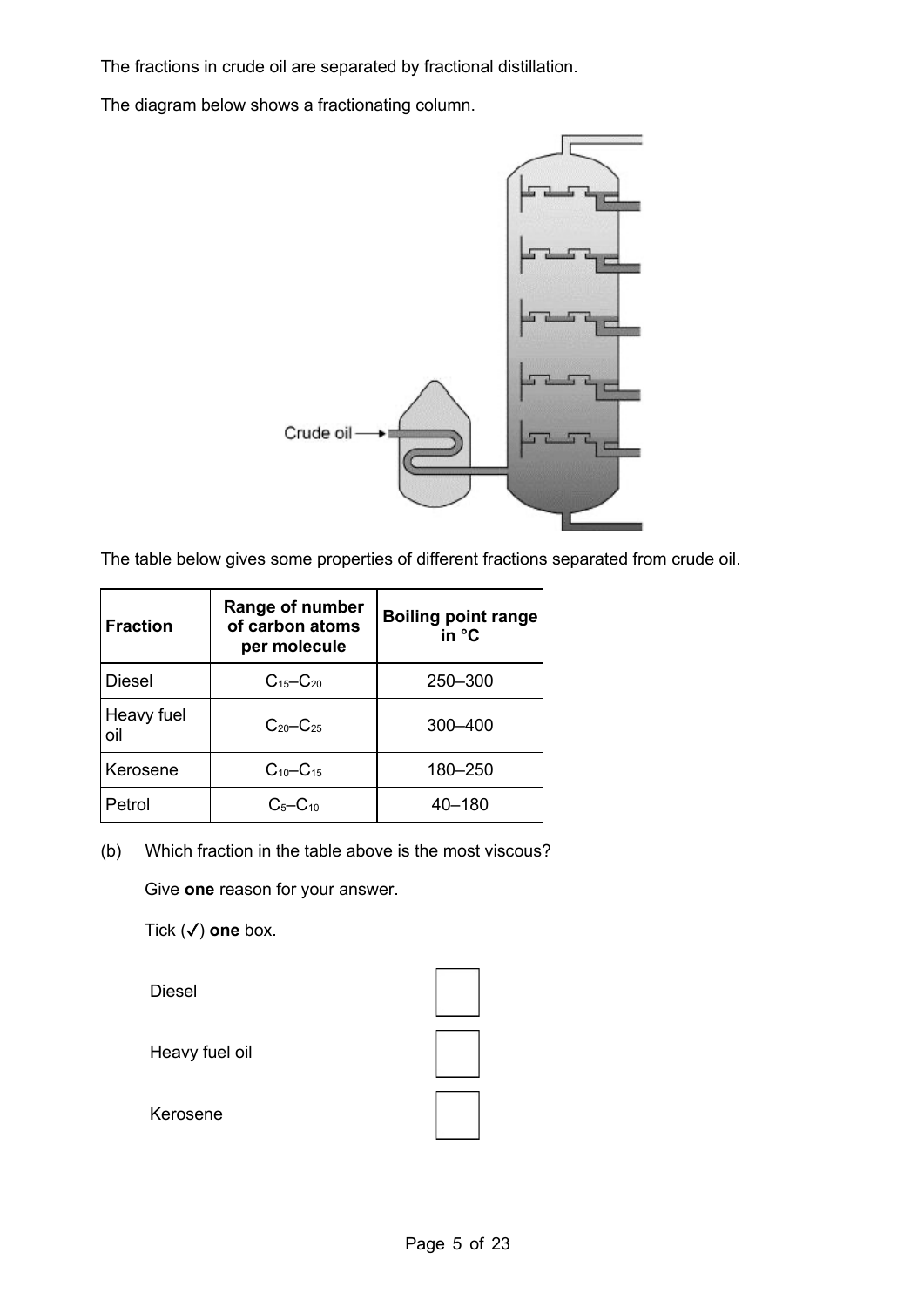The fractions in crude oil are separated by fractional distillation.

The diagram below shows a fractionating column.

Crude oil

The table below gives some properties of different fractions separated from crude oil.

| Fraction | Range of number of carbon atoms per molecule | Boiling point range in °C |
| --- | --- | --- |
| Diesel | $C_{15}$–$C_{20}$ | 250–300 |
| Heavy fuel oil | $C_{20}$–$C_{25}$ | 300–400 |
| Kerosene | $C_{10}$–$C_{15}$ | 180–250 |
| Petrol | $C_5$–$C_{10}$ | 40–180 |

(b) Which fraction in the table above is the most viscous?

Give **one** reason for your answer.

Tick (✓) **one** box.

Diesel ☐

Heavy fuel oil ☐

Kerosene ☐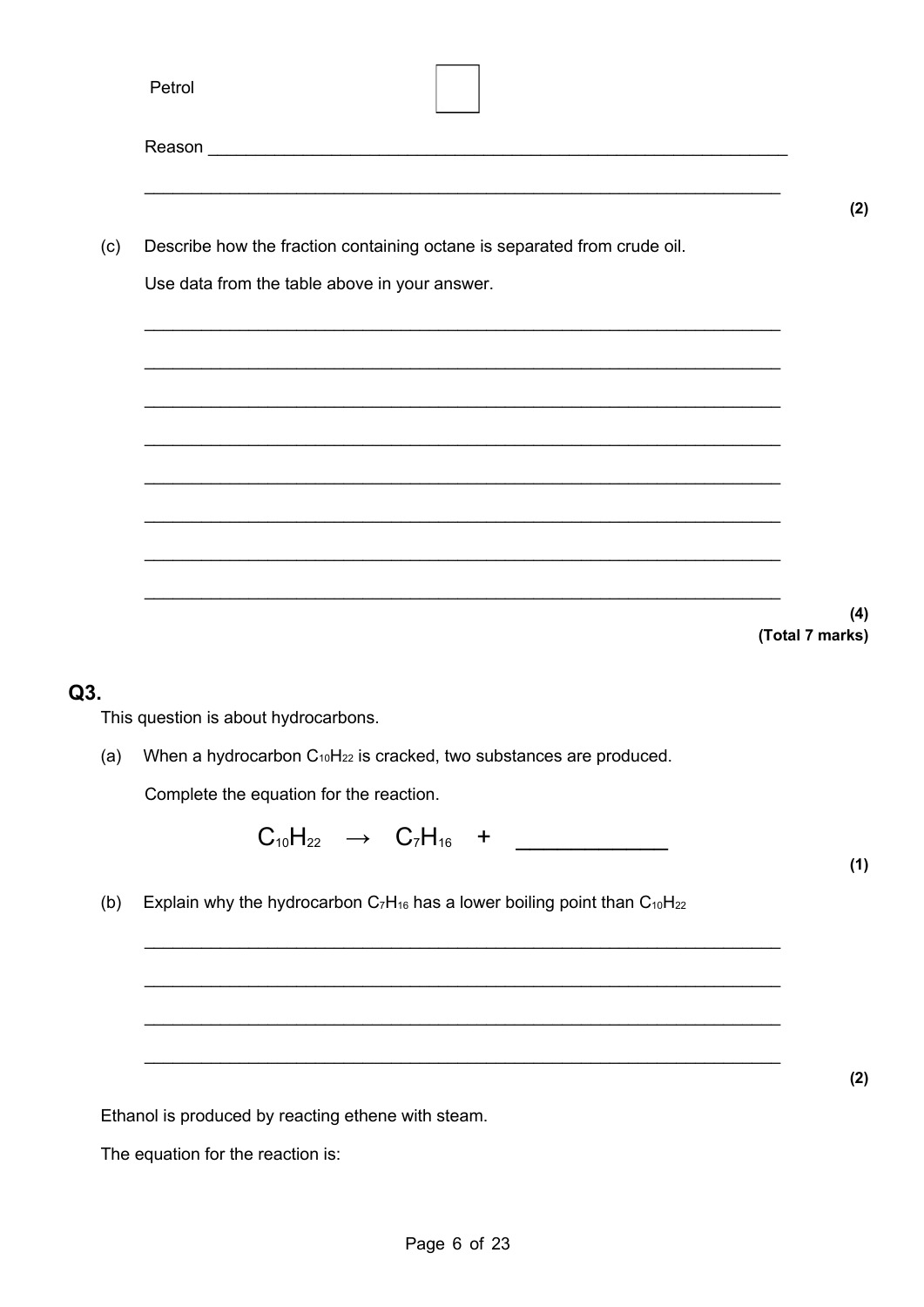Petrol ☐

Reason ______________________________________________________________

______________________________________________________________

**(2)**

(c) Describe how the fraction containing octane is separated from crude oil.

Use data from the table above in your answer.

______________________________________________________________

______________________________________________________________

______________________________________________________________

______________________________________________________________

______________________________________________________________

______________________________________________________________

______________________________________________________________

______________________________________________________________

**(4)**

**(Total 7 marks)**

## Q3.

This question is about hydrocarbons.

(a) When a hydrocarbon $C_{10}H_{22}$ is cracked, two substances are produced.

Complete the equation for the reaction.

$$C_{10}H_{22} \rightarrow C_7H_{16} + \_\_\_\_\_\_\_\_\_\_$$

**(1)**

(b) Explain why the hydrocarbon $C_7H_{16}$ has a lower boiling point than $C_{10}H_{22}$

______________________________________________________________

______________________________________________________________

______________________________________________________________

______________________________________________________________

**(2)**

Ethanol is produced by reacting ethene with steam.

The equation for the reaction is: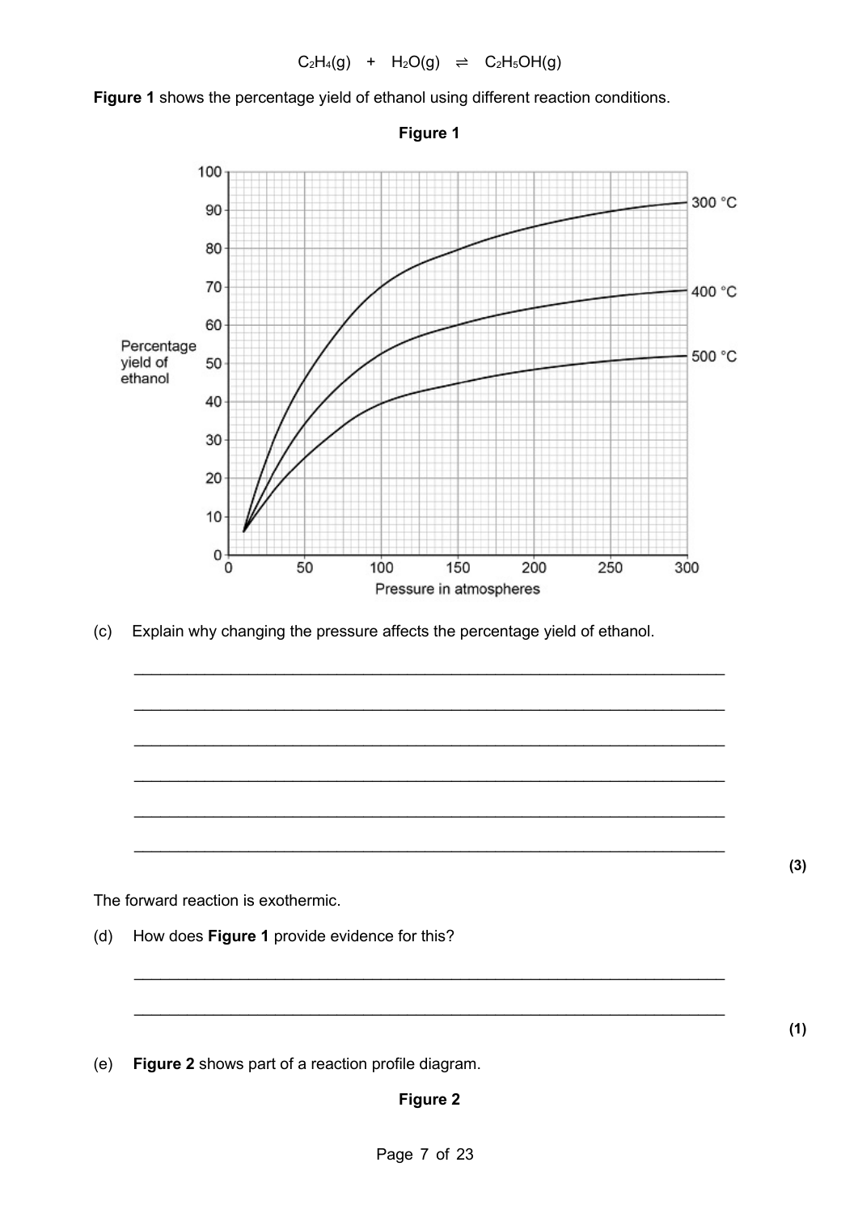$$C_2H_4(g) \;+\; H_2O(g) \;\rightleftharpoons\; C_2H_5OH(g)$$

**Figure 1** shows the percentage yield of ethanol using different reaction conditions.

**Figure 1**

(c) Explain why changing the pressure affects the percentage yield of ethanol.

\_\_\_\_\_\_\_\_\_\_\_\_\_\_\_\_\_\_\_\_\_\_\_\_\_\_\_\_\_\_\_\_\_\_\_\_\_\_\_\_\_\_\_\_\_\_\_\_\_\_\_\_\_\_\_\_\_\_\_\_\_\_\_\_

\_\_\_\_\_\_\_\_\_\_\_\_\_\_\_\_\_\_\_\_\_\_\_\_\_\_\_\_\_\_\_\_\_\_\_\_\_\_\_\_\_\_\_\_\_\_\_\_\_\_\_\_\_\_\_\_\_\_\_\_\_\_\_\_

\_\_\_\_\_\_\_\_\_\_\_\_\_\_\_\_\_\_\_\_\_\_\_\_\_\_\_\_\_\_\_\_\_\_\_\_\_\_\_\_\_\_\_\_\_\_\_\_\_\_\_\_\_\_\_\_\_\_\_\_\_\_\_\_

\_\_\_\_\_\_\_\_\_\_\_\_\_\_\_\_\_\_\_\_\_\_\_\_\_\_\_\_\_\_\_\_\_\_\_\_\_\_\_\_\_\_\_\_\_\_\_\_\_\_\_\_\_\_\_\_\_\_\_\_\_\_\_\_

\_\_\_\_\_\_\_\_\_\_\_\_\_\_\_\_\_\_\_\_\_\_\_\_\_\_\_\_\_\_\_\_\_\_\_\_\_\_\_\_\_\_\_\_\_\_\_\_\_\_\_\_\_\_\_\_\_\_\_\_\_\_\_\_

\_\_\_\_\_\_\_\_\_\_\_\_\_\_\_\_\_\_\_\_\_\_\_\_\_\_\_\_\_\_\_\_\_\_\_\_\_\_\_\_\_\_\_\_\_\_\_\_\_\_\_\_\_\_\_\_\_\_\_\_\_\_\_\_

**(3)**

The forward reaction is exothermic.

(d) How does **Figure 1** provide evidence for this?

\_\_\_\_\_\_\_\_\_\_\_\_\_\_\_\_\_\_\_\_\_\_\_\_\_\_\_\_\_\_\_\_\_\_\_\_\_\_\_\_\_\_\_\_\_\_\_\_\_\_\_\_\_\_\_\_\_\_\_\_\_\_\_\_

\_\_\_\_\_\_\_\_\_\_\_\_\_\_\_\_\_\_\_\_\_\_\_\_\_\_\_\_\_\_\_\_\_\_\_\_\_\_\_\_\_\_\_\_\_\_\_\_\_\_\_\_\_\_\_\_\_\_\_\_\_\_\_\_

**(1)**

(e) **Figure 2** shows part of a reaction profile diagram.

**Figure 2**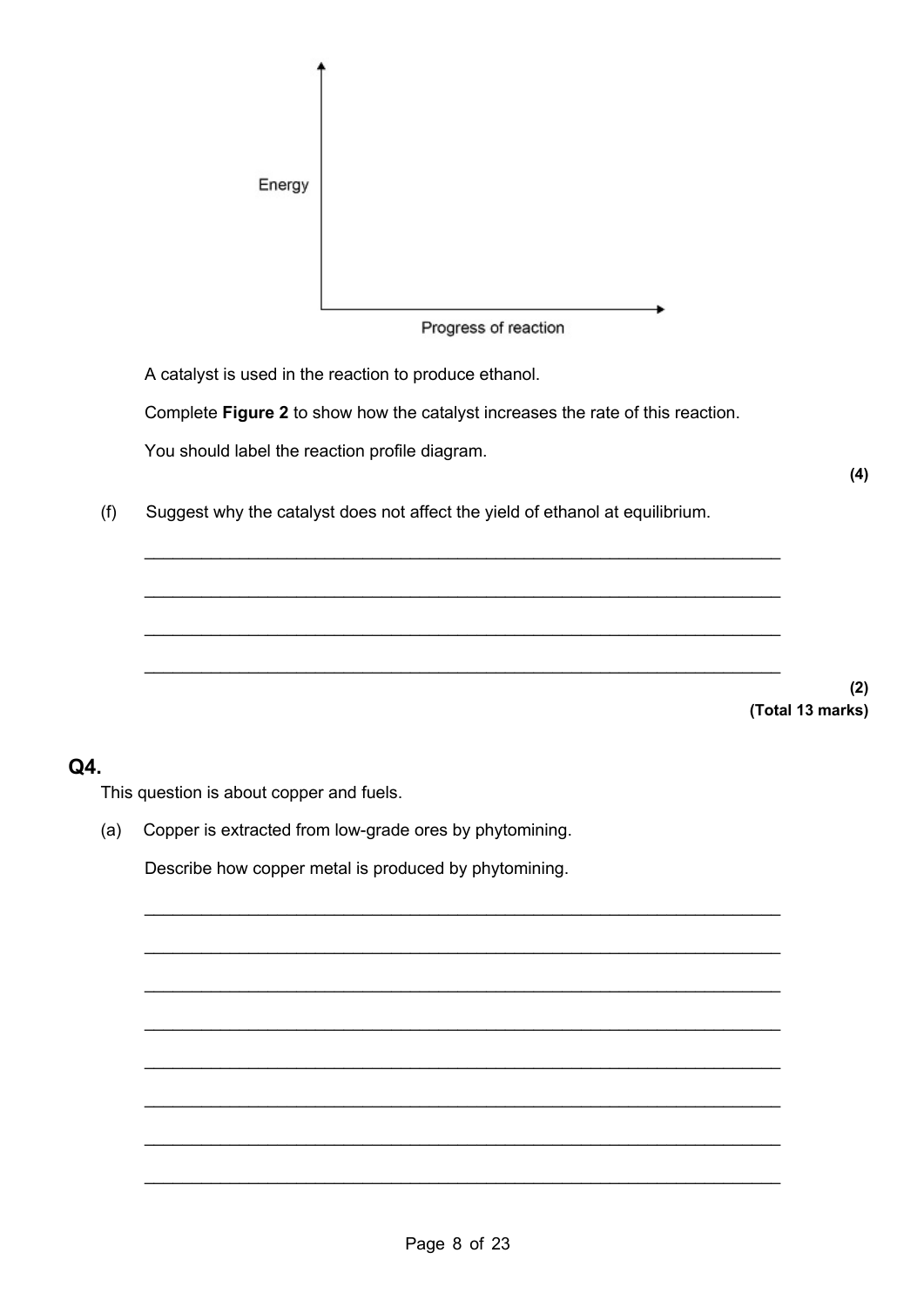Energy

Progress of reaction

A catalyst is used in the reaction to produce ethanol.

Complete **Figure 2** to show how the catalyst increases the rate of this reaction.

You should label the reaction profile diagram.

**(4)**

(f) Suggest why the catalyst does not affect the yield of ethanol at equilibrium.

___________________________________________________________________

___________________________________________________________________

___________________________________________________________________

___________________________________________________________________

**(2)**
**(Total 13 marks)**

## Q4.

This question is about copper and fuels.

(a) Copper is extracted from low-grade ores by phytomining.

Describe how copper metal is produced by phytomining.

___________________________________________________________________

___________________________________________________________________

___________________________________________________________________

___________________________________________________________________

___________________________________________________________________

___________________________________________________________________

___________________________________________________________________

___________________________________________________________________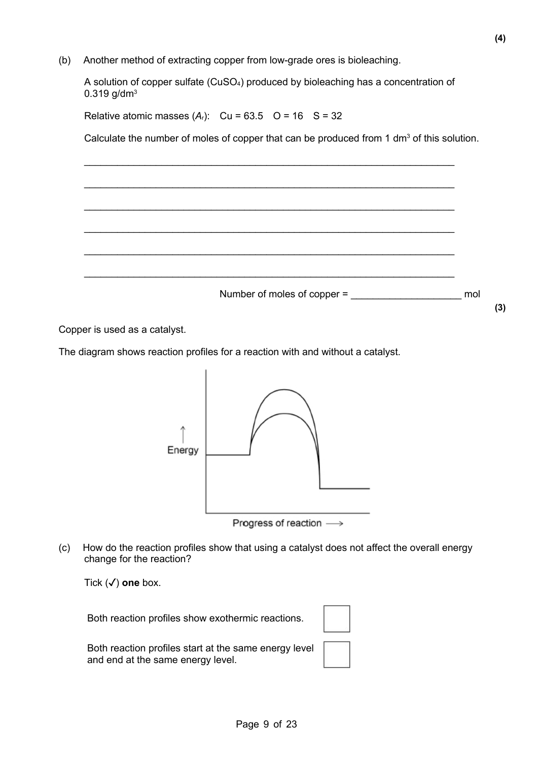**(4)**

(b) Another method of extracting copper from low-grade ores is bioleaching.

A solution of copper sulfate ($CuSO_4$) produced by bioleaching has a concentration of 0.319 g/dm$^3$

Relative atomic masses ($A_r$): Cu = 63.5 O = 16 S = 32

Calculate the number of moles of copper that can be produced from 1 dm$^3$ of this solution.

\_\_\_\_\_\_\_\_\_\_\_\_\_\_\_\_\_\_\_\_\_\_\_\_\_\_\_\_\_\_\_\_\_\_\_\_\_\_\_\_\_\_\_\_\_\_\_\_\_\_\_\_\_\_\_\_\_\_\_\_\_\_

\_\_\_\_\_\_\_\_\_\_\_\_\_\_\_\_\_\_\_\_\_\_\_\_\_\_\_\_\_\_\_\_\_\_\_\_\_\_\_\_\_\_\_\_\_\_\_\_\_\_\_\_\_\_\_\_\_\_\_\_\_\_

\_\_\_\_\_\_\_\_\_\_\_\_\_\_\_\_\_\_\_\_\_\_\_\_\_\_\_\_\_\_\_\_\_\_\_\_\_\_\_\_\_\_\_\_\_\_\_\_\_\_\_\_\_\_\_\_\_\_\_\_\_\_

\_\_\_\_\_\_\_\_\_\_\_\_\_\_\_\_\_\_\_\_\_\_\_\_\_\_\_\_\_\_\_\_\_\_\_\_\_\_\_\_\_\_\_\_\_\_\_\_\_\_\_\_\_\_\_\_\_\_\_\_\_\_

\_\_\_\_\_\_\_\_\_\_\_\_\_\_\_\_\_\_\_\_\_\_\_\_\_\_\_\_\_\_\_\_\_\_\_\_\_\_\_\_\_\_\_\_\_\_\_\_\_\_\_\_\_\_\_\_\_\_\_\_\_\_

\_\_\_\_\_\_\_\_\_\_\_\_\_\_\_\_\_\_\_\_\_\_\_\_\_\_\_\_\_\_\_\_\_\_\_\_\_\_\_\_\_\_\_\_\_\_\_\_\_\_\_\_\_\_\_\_\_\_\_\_\_\_

Number of moles of copper = \_\_\_\_\_\_\_\_\_\_\_\_\_\_\_\_\_\_\_\_ mol

**(3)**

Copper is used as a catalyst.

The diagram shows reaction profiles for a reaction with and without a catalyst.

Energy

Progress of reaction ⟶

(c) How do the reaction profiles show that using a catalyst does not affect the overall energy change for the reaction?

Tick (✓) **one** box.

Both reaction profiles show exothermic reactions. ☐

Both reaction profiles start at the same energy level and end at the same energy level. ☐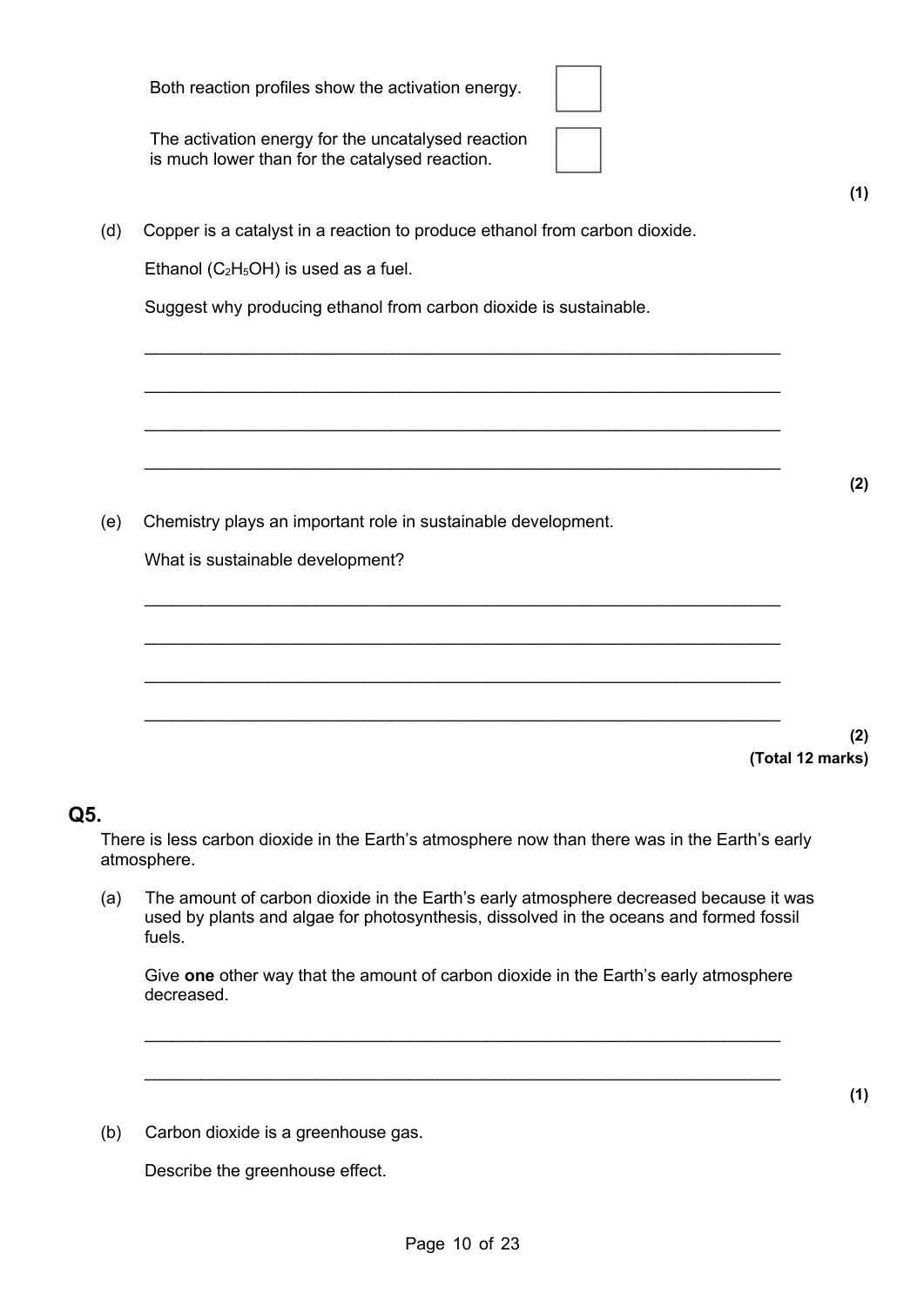Both reaction profiles show the activation energy. ☐

The activation energy for the uncatalysed reaction is much lower than for the catalysed reaction. ☐

**(1)**

(d) Copper is a catalyst in a reaction to produce ethanol from carbon dioxide.

Ethanol ($C_2H_5OH$) is used as a fuel.

Suggest why producing ethanol from carbon dioxide is sustainable.

___________________________________________________________________

___________________________________________________________________

___________________________________________________________________

___________________________________________________________________

**(2)**

(e) Chemistry plays an important role in sustainable development.

What is sustainable development?

___________________________________________________________________

___________________________________________________________________

___________________________________________________________________

___________________________________________________________________

**(2)**
**(Total 12 marks)**

## Q5.

There is less carbon dioxide in the Earth's atmosphere now than there was in the Earth's early atmosphere.

(a) The amount of carbon dioxide in the Earth's early atmosphere decreased because it was used by plants and algae for photosynthesis, dissolved in the oceans and formed fossil fuels.

Give **one** other way that the amount of carbon dioxide in the Earth's early atmosphere decreased.

___________________________________________________________________

___________________________________________________________________

**(1)**

(b) Carbon dioxide is a greenhouse gas.

Describe the greenhouse effect.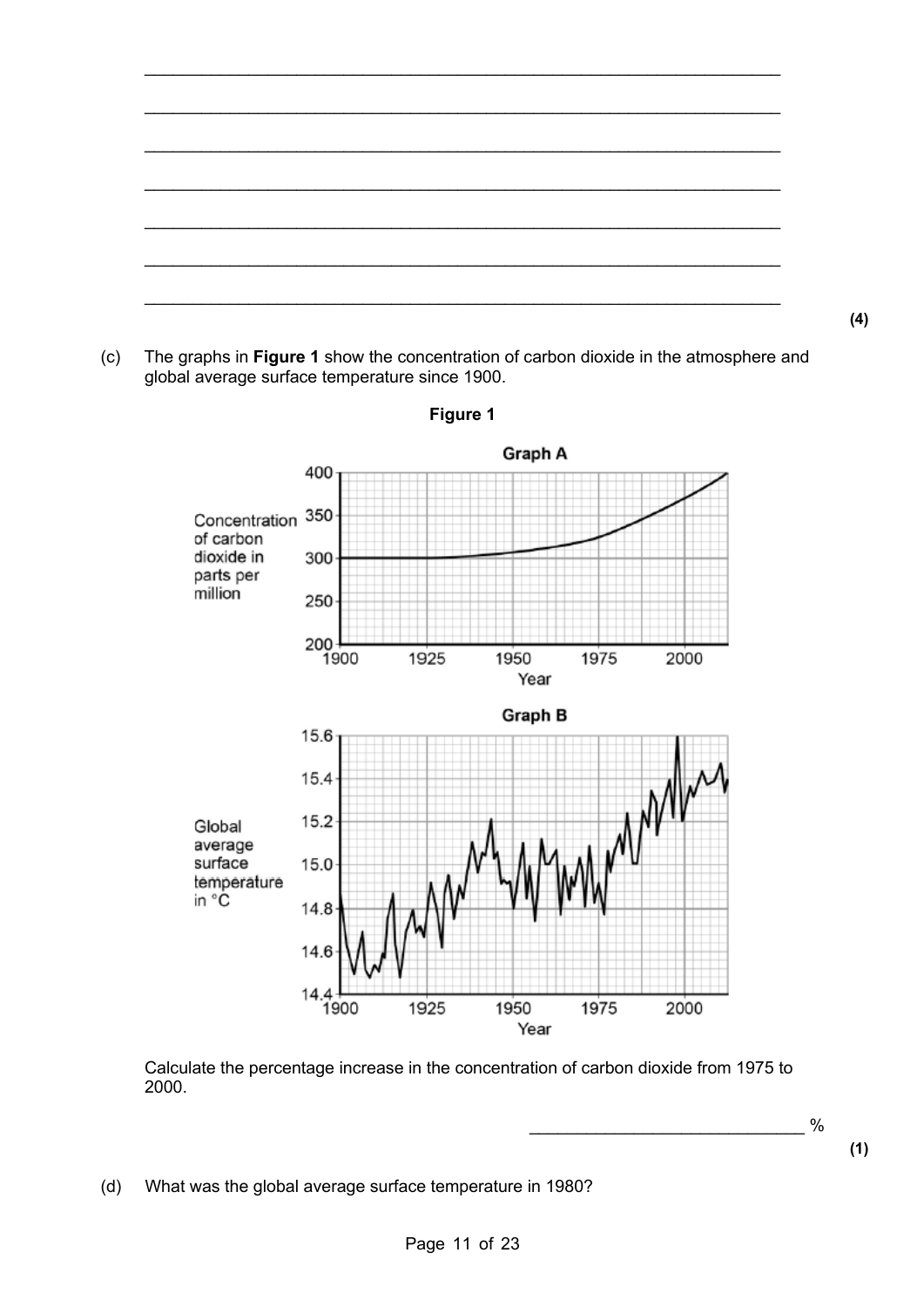___________________________________________________________________

___________________________________________________________________

___________________________________________________________________

___________________________________________________________________

___________________________________________________________________

___________________________________________________________________

___________________________________________________________________

**(4)**

(c) The graphs in **Figure 1** show the concentration of carbon dioxide in the atmosphere and global average surface temperature since 1900.

**Figure 1**

Calculate the percentage increase in the concentration of carbon dioxide from 1975 to 2000.

_____________________________ %

**(1)**

(d) What was the global average surface temperature in 1980?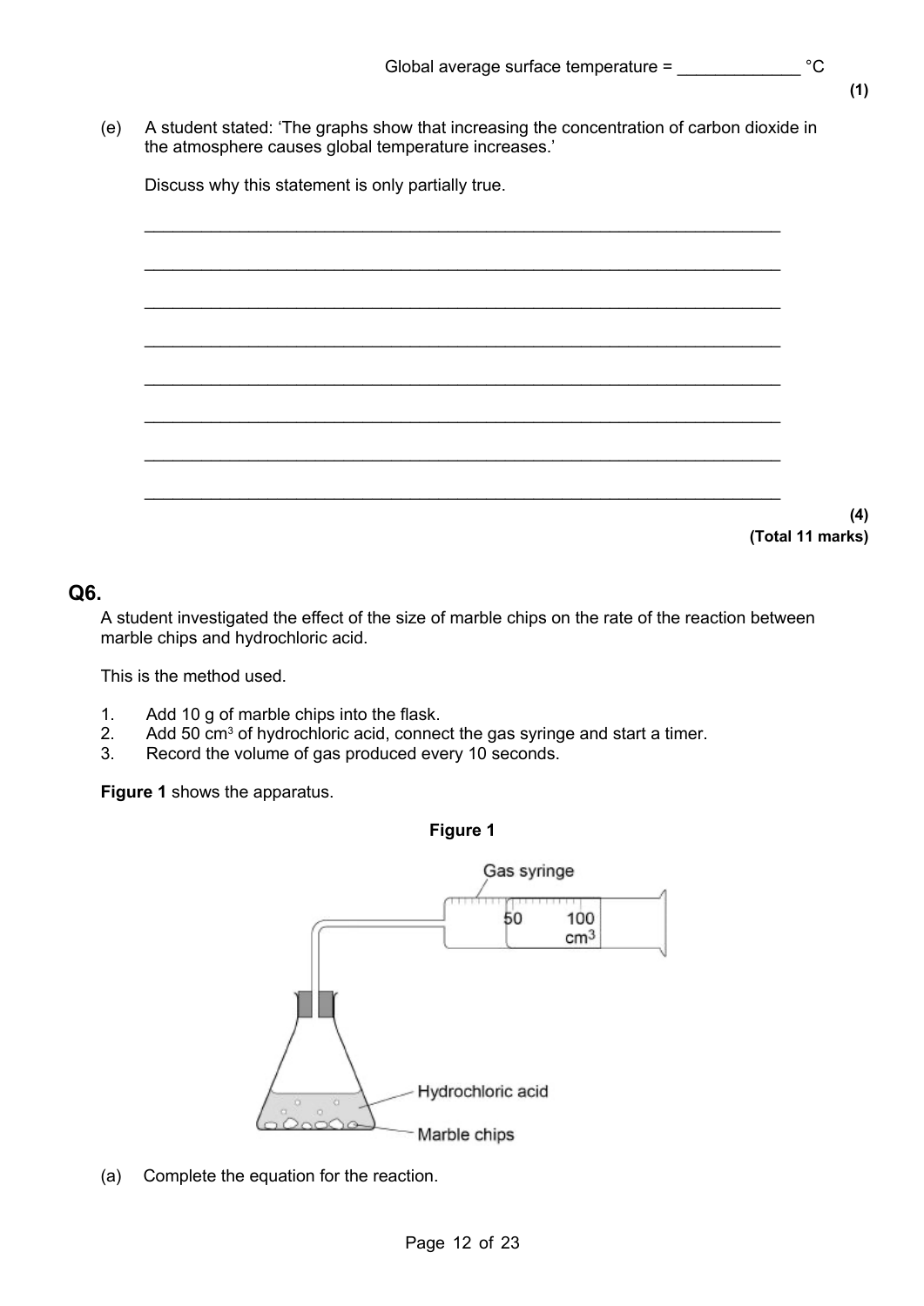Global average surface temperature = _____________ °C

**(1)**

(e) A student stated: 'The graphs show that increasing the concentration of carbon dioxide in the atmosphere causes global temperature increases.'

Discuss why this statement is only partially true.

___________________________________________________________________

___________________________________________________________________

___________________________________________________________________

___________________________________________________________________

___________________________________________________________________

___________________________________________________________________

___________________________________________________________________

___________________________________________________________________

**(4)**
**(Total 11 marks)**

## Q6.

A student investigated the effect of the size of marble chips on the rate of the reaction between marble chips and hydrochloric acid.

This is the method used.

1. Add 10 g of marble chips into the flask.
2. Add 50 $cm^3$ of hydrochloric acid, connect the gas syringe and start a timer.
3. Record the volume of gas produced every 10 seconds.

**Figure 1** shows the apparatus.

**Figure 1**

Gas syringe

50 100 $cm^3$

Hydrochloric acid

Marble chips

(a) Complete the equation for the reaction.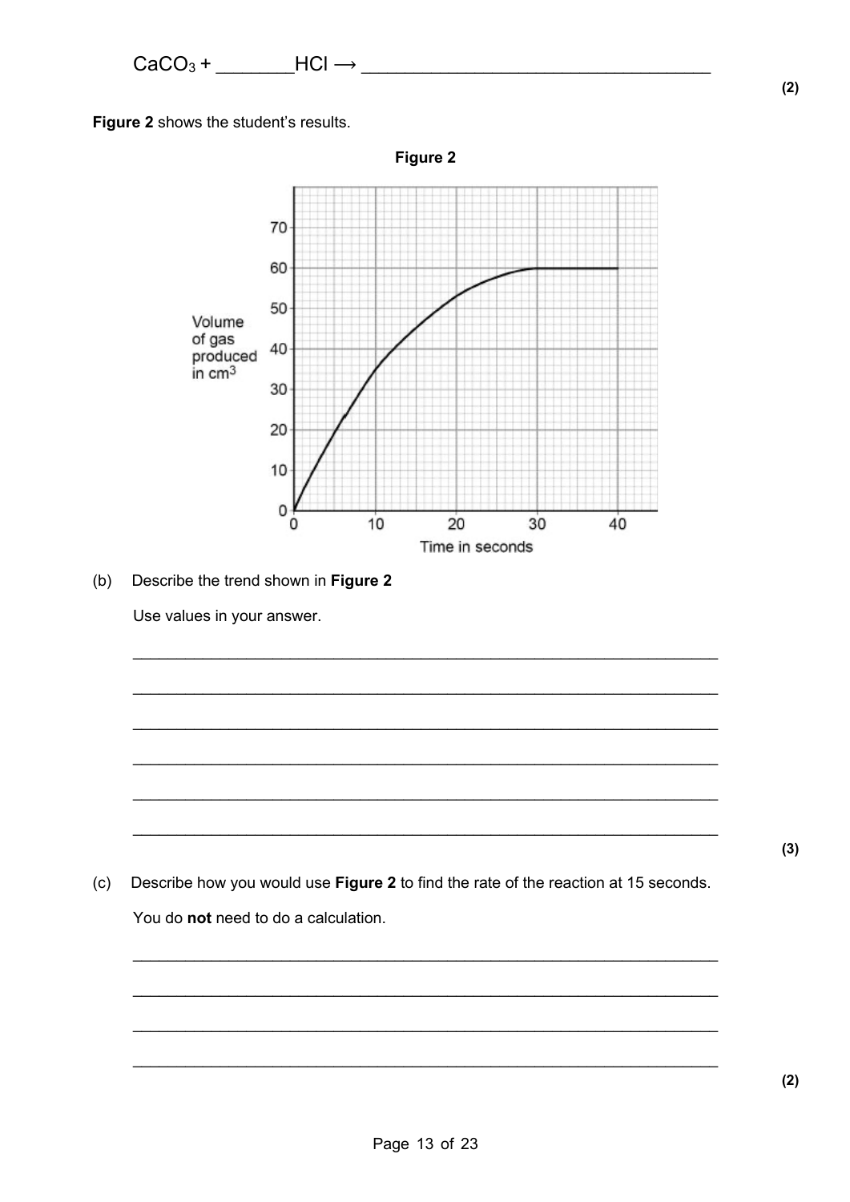$CaCO_3$ + _______HCl → _________________________________

**(2)**

**Figure 2** shows the student's results.

**Figure 2**

(b) Describe the trend shown in **Figure 2**

Use values in your answer.

___________________________________________________________________

___________________________________________________________________

___________________________________________________________________

___________________________________________________________________

___________________________________________________________________

___________________________________________________________________

**(3)**

(c) Describe how you would use **Figure 2** to find the rate of the reaction at 15 seconds.

You do **not** need to do a calculation.

___________________________________________________________________

___________________________________________________________________

___________________________________________________________________

___________________________________________________________________

**(2)**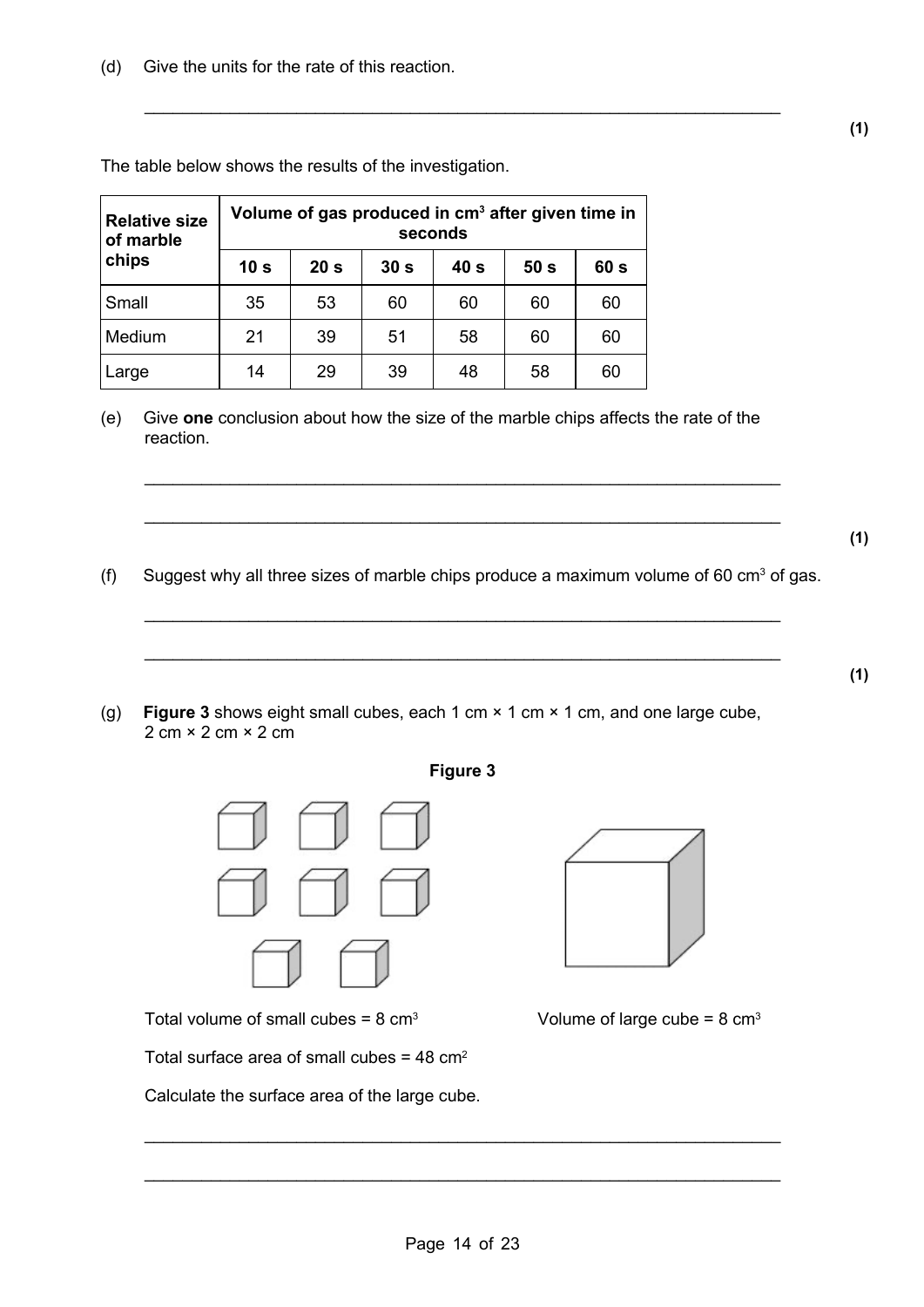(d) Give the units for the rate of this reaction.

\_\_\_\_\_\_\_\_\_\_\_\_\_\_\_\_\_\_\_\_\_\_\_\_\_\_\_\_\_\_\_\_\_\_\_\_\_\_\_\_\_\_\_\_\_\_\_\_\_\_\_\_\_\_\_\_\_\_\_\_\_\_\_\_\_\_

**(1)**

The table below shows the results of the investigation.

| Relative size of marble chips | Volume of gas produced in $cm^3$ after given time in seconds | | | | | |
|---|---|---|---|---|---|---|
| | **10 s** | **20 s** | **30 s** | **40 s** | **50 s** | **60 s** |
| Small | 35 | 53 | 60 | 60 | 60 | 60 |
| Medium | 21 | 39 | 51 | 58 | 60 | 60 |
| Large | 14 | 29 | 39 | 48 | 58 | 60 |

(e) Give **one** conclusion about how the size of the marble chips affects the rate of the reaction.

\_\_\_\_\_\_\_\_\_\_\_\_\_\_\_\_\_\_\_\_\_\_\_\_\_\_\_\_\_\_\_\_\_\_\_\_\_\_\_\_\_\_\_\_\_\_\_\_\_\_\_\_\_\_\_\_\_\_\_\_\_\_\_\_\_\_

\_\_\_\_\_\_\_\_\_\_\_\_\_\_\_\_\_\_\_\_\_\_\_\_\_\_\_\_\_\_\_\_\_\_\_\_\_\_\_\_\_\_\_\_\_\_\_\_\_\_\_\_\_\_\_\_\_\_\_\_\_\_\_\_\_\_

**(1)**

(f) Suggest why all three sizes of marble chips produce a maximum volume of 60 $cm^3$ of gas.

\_\_\_\_\_\_\_\_\_\_\_\_\_\_\_\_\_\_\_\_\_\_\_\_\_\_\_\_\_\_\_\_\_\_\_\_\_\_\_\_\_\_\_\_\_\_\_\_\_\_\_\_\_\_\_\_\_\_\_\_\_\_\_\_\_\_

\_\_\_\_\_\_\_\_\_\_\_\_\_\_\_\_\_\_\_\_\_\_\_\_\_\_\_\_\_\_\_\_\_\_\_\_\_\_\_\_\_\_\_\_\_\_\_\_\_\_\_\_\_\_\_\_\_\_\_\_\_\_\_\_\_\_

**(1)**

(g) **Figure 3** shows eight small cubes, each 1 cm × 1 cm × 1 cm, and one large cube, 2 cm × 2 cm × 2 cm

**Figure 3**

Total volume of small cubes = 8 $cm^3$

Volume of large cube = 8 $cm^3$

Total surface area of small cubes = 48 $cm^2$

Calculate the surface area of the large cube.

\_\_\_\_\_\_\_\_\_\_\_\_\_\_\_\_\_\_\_\_\_\_\_\_\_\_\_\_\_\_\_\_\_\_\_\_\_\_\_\_\_\_\_\_\_\_\_\_\_\_\_\_\_\_\_\_\_\_\_\_\_\_\_\_\_\_

\_\_\_\_\_\_\_\_\_\_\_\_\_\_\_\_\_\_\_\_\_\_\_\_\_\_\_\_\_\_\_\_\_\_\_\_\_\_\_\_\_\_\_\_\_\_\_\_\_\_\_\_\_\_\_\_\_\_\_\_\_\_\_\_\_\_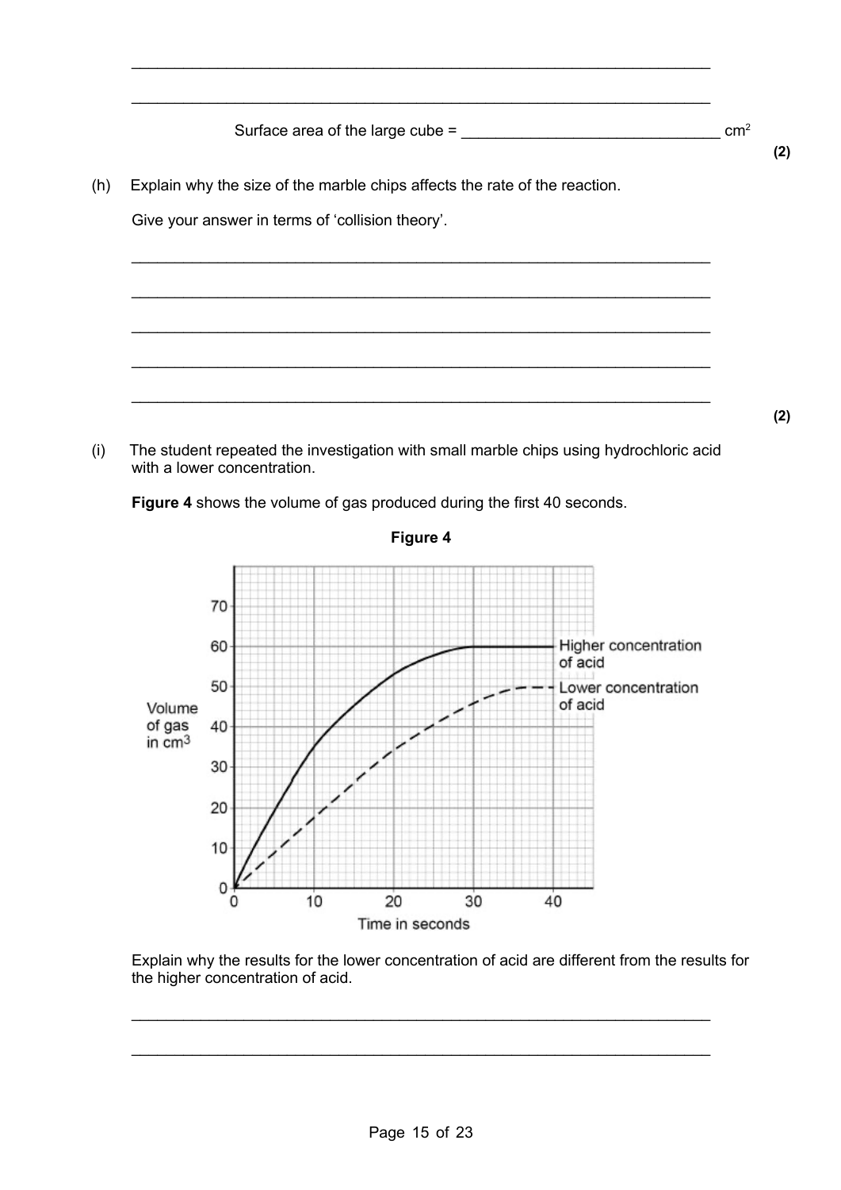___________________________________________________________________

___________________________________________________________________

Surface area of the large cube = ______________________________ $cm^2$

**(2)**

(h) Explain why the size of the marble chips affects the rate of the reaction.

Give your answer in terms of 'collision theory'.

___________________________________________________________________

___________________________________________________________________

___________________________________________________________________

___________________________________________________________________

___________________________________________________________________

**(2)**

(i) The student repeated the investigation with small marble chips using hydrochloric acid with a lower concentration.

**Figure 4** shows the volume of gas produced during the first 40 seconds.

**Figure 4**

Explain why the results for the lower concentration of acid are different from the results for the higher concentration of acid.

___________________________________________________________________

___________________________________________________________________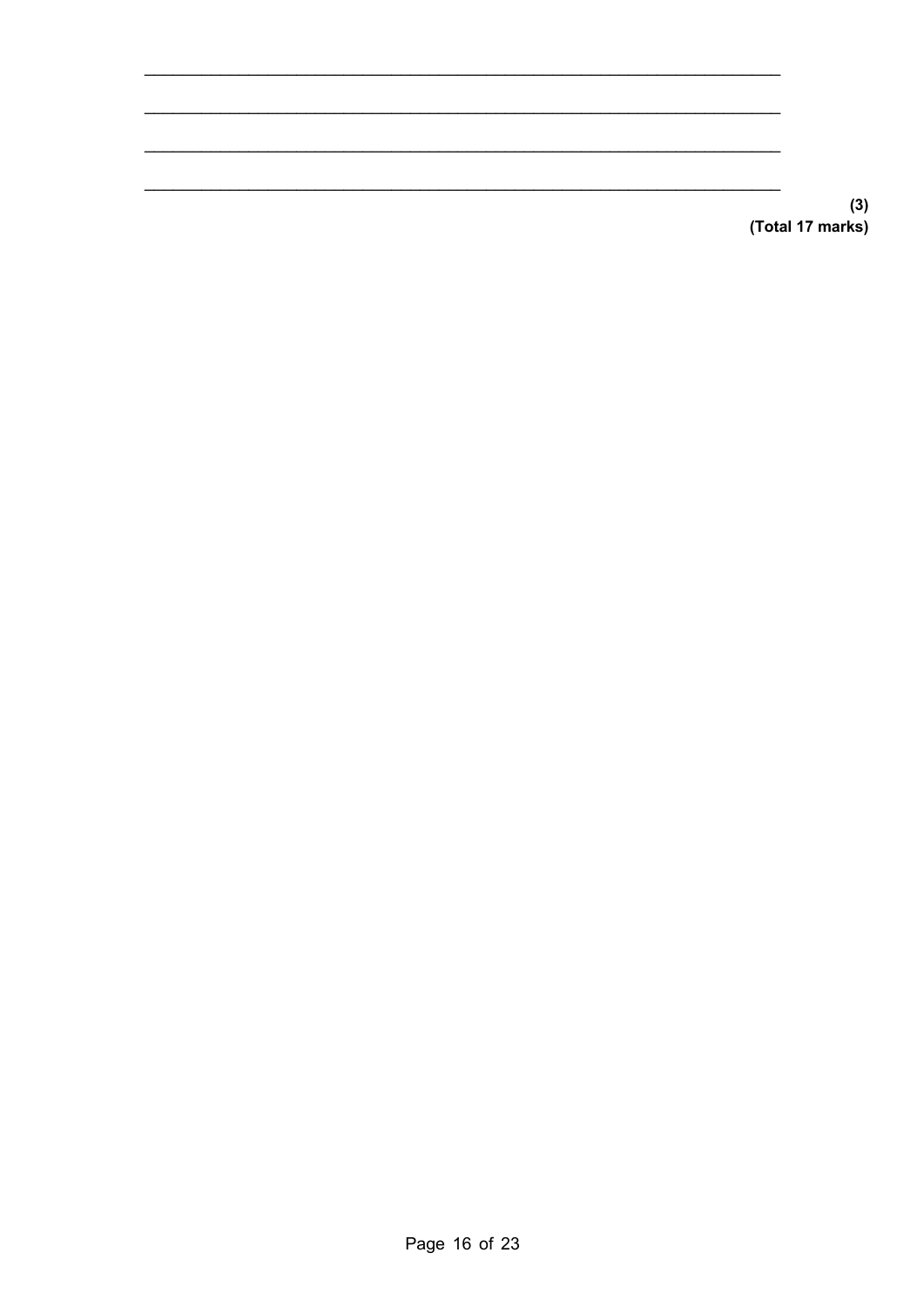_______________________________________________________________

_______________________________________________________________

_______________________________________________________________

_______________________________________________________________

**(3)**
**(Total 17 marks)**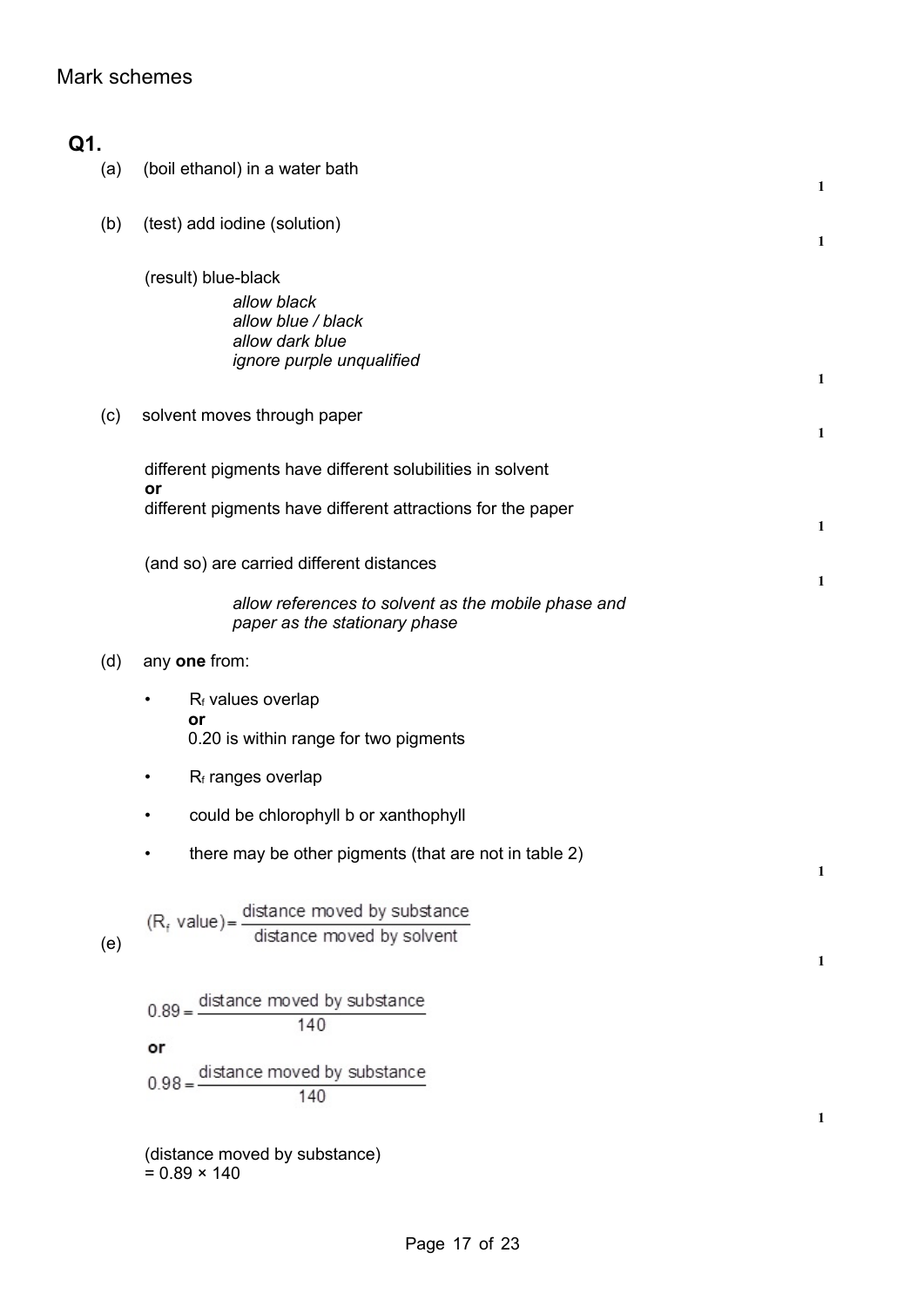# Mark schemes

## Q1.

(a) (boil ethanol) in a water bath

**1**

(b) (test) add iodine (solution)

**1**

(result) blue-black

*allow black*
*allow blue / black*
*allow dark blue*
*ignore purple unqualified*

**1**

(c) solvent moves through paper

**1**

different pigments have different solubilities in solvent
**or**
different pigments have different attractions for the paper

**1**

(and so) are carried different distances

**1**

*allow references to solvent as the mobile phase and paper as the stationary phase*

(d) any **one** from:

- $R_f$ values overlap
  **or**
  0.20 is within range for two pigments
- $R_f$ ranges overlap
- could be chlorophyll b or xanthophyll
- there may be other pigments (that are not in table 2)

**1**

(e)

$$(R_f \text{ value}) = \frac{\text{distance moved by substance}}{\text{distance moved by solvent}}$$

**1**

$$0.89 = \frac{\text{distance moved by substance}}{140}$$

**or**

$$0.98 = \frac{\text{distance moved by substance}}{140}$$

**1**

(distance moved by substance)
$= 0.89 \times 140$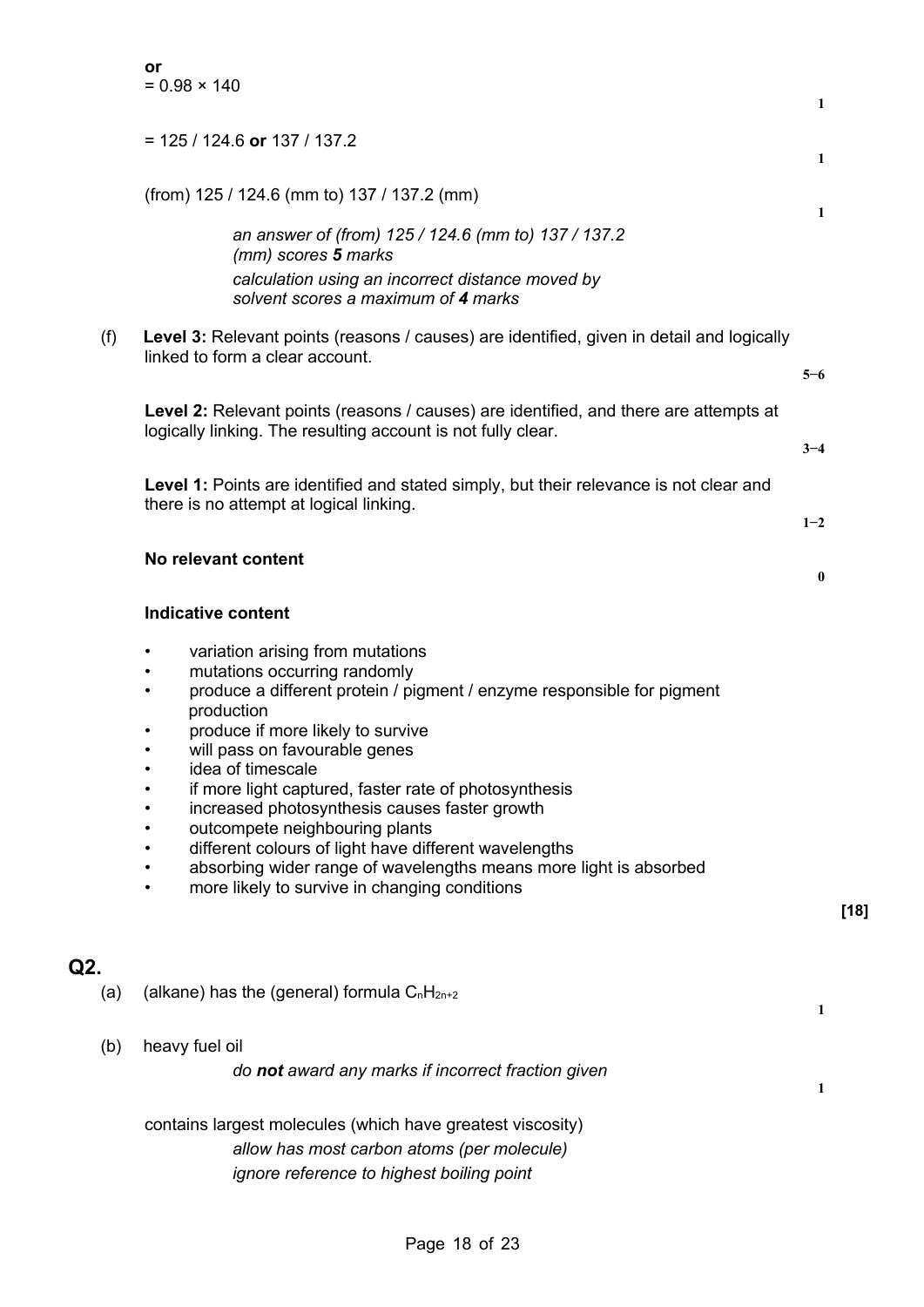**or**
= 0.98 × 140

1

= 125 / 124.6 **or** 137 / 137.2

1

(from) 125 / 124.6 (mm to) 137 / 137.2 (mm)

1

*an answer of (from) 125 / 124.6 (mm to) 137 / 137.2 (mm) scores **5** marks*

*calculation using an incorrect distance moved by solvent scores a maximum of **4** marks*

(f) **Level 3:** Relevant points (reasons / causes) are identified, given in detail and logically linked to form a clear account.

5−6

**Level 2:** Relevant points (reasons / causes) are identified, and there are attempts at logically linking. The resulting account is not fully clear.

3−4

**Level 1:** Points are identified and stated simply, but their relevance is not clear and there is no attempt at logical linking.

1−2

**No relevant content**

0

**Indicative content**

- variation arising from mutations
- mutations occurring randomly
- produce a different protein / pigment / enzyme responsible for pigment production
- produce if more likely to survive
- will pass on favourable genes
- idea of timescale
- if more light captured, faster rate of photosynthesis
- increased photosynthesis causes faster growth
- outcompete neighbouring plants
- different colours of light have different wavelengths
- absorbing wider range of wavelengths means more light is absorbed
- more likely to survive in changing conditions

**[18]**

## Q2.

(a) (alkane) has the (general) formula $C_nH_{2n+2}$

1

(b) heavy fuel oil

*do **not** award any marks if incorrect fraction given*

1

contains largest molecules (which have greatest viscosity)

*allow has most carbon atoms (per molecule)*

*ignore reference to highest boiling point*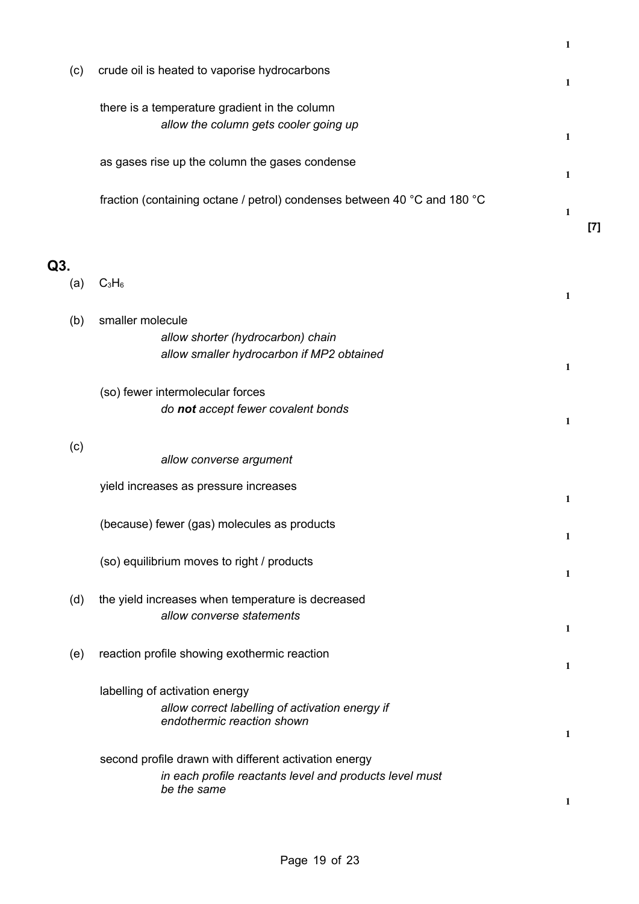1

(c) crude oil is heated to vaporise hydrocarbons

1

there is a temperature gradient in the column

*allow the column gets cooler going up*

1

as gases rise up the column the gases condense

1

fraction (containing octane / petrol) condenses between 40 °C and 180 °C

1

**[7]**

## Q3.

(a) $C_3H_6$

1

(b) smaller molecule

*allow shorter (hydrocarbon) chain*

*allow smaller hydrocarbon if MP2 obtained*

1

(so) fewer intermolecular forces

*do **not** accept fewer covalent bonds*

1

(c)

*allow converse argument*

yield increases as pressure increases

1

(because) fewer (gas) molecules as products

1

(so) equilibrium moves to right / products

1

(d) the yield increases when temperature is decreased

*allow converse statements*

1

(e) reaction profile showing exothermic reaction

1

labelling of activation energy

*allow correct labelling of activation energy if endothermic reaction shown*

1

second profile drawn with different activation energy

*in each profile reactants level and products level must be the same*

1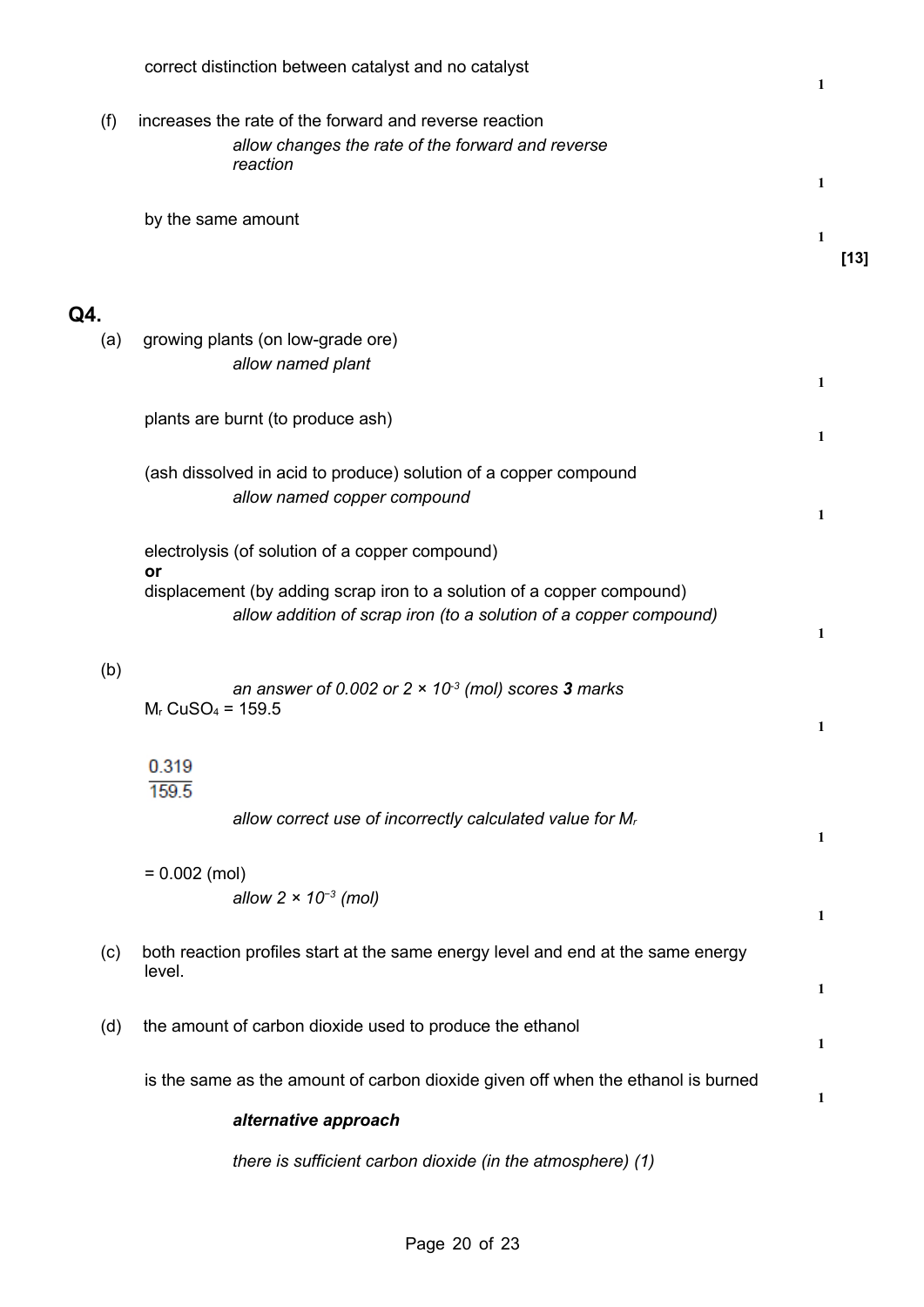correct distinction between catalyst and no catalyst **1**

(f) increases the rate of the forward and reverse reaction

*allow changes the rate of the forward and reverse reaction* **1**

by the same amount **1**

**[13]**

## Q4.

(a) growing plants (on low-grade ore)

*allow named plant* **1**

plants are burnt (to produce ash) **1**

(ash dissolved in acid to produce) solution of a copper compound

*allow named copper compound* **1**

electrolysis (of solution of a copper compound)

**or**

displacement (by adding scrap iron to a solution of a copper compound)

*allow addition of scrap iron (to a solution of a copper compound)* **1**

(b)

*an answer of 0.002 or $2 \times 10^{-3}$ (mol) scores **3** marks*

$M_r$ $CuSO_4$ = 159.5 **1**

$$\frac{0.319}{159.5}$$

*allow correct use of incorrectly calculated value for $M_r$* **1**

= 0.002 (mol)

*allow $2 \times 10^{-3}$ (mol)* **1**

(c) both reaction profiles start at the same energy level and end at the same energy level. **1**

(d) the amount of carbon dioxide used to produce the ethanol **1**

is the same as the amount of carbon dioxide given off when the ethanol is burned **1**

***alternative approach***

*there is sufficient carbon dioxide (in the atmosphere) (1)*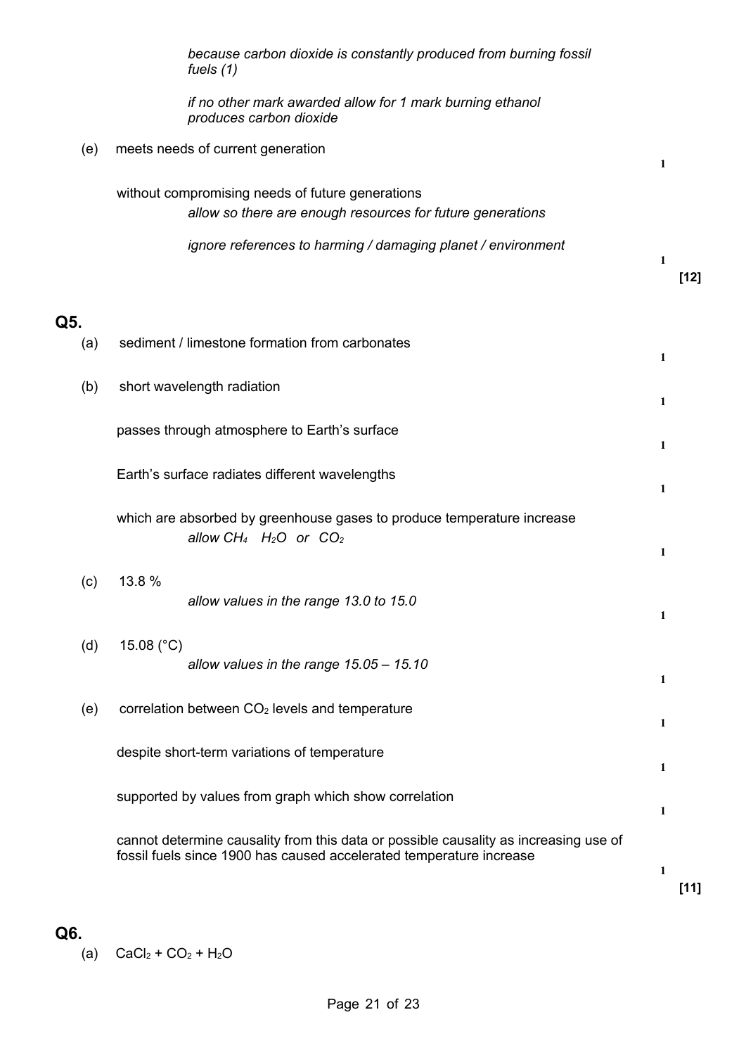*because carbon dioxide is constantly produced from burning fossil fuels (1)*

*if no other mark awarded allow for 1 mark burning ethanol produces carbon dioxide*

(e) meets needs of current generation **1**

without compromising needs of future generations

*allow so there are enough resources for future generations*

*ignore references to harming / damaging planet / environment* **1**

**[12]**

## Q5.

(a) sediment / limestone formation from carbonates **1**

(b) short wavelength radiation **1**

passes through atmosphere to Earth's surface **1**

Earth's surface radiates different wavelengths **1**

which are absorbed by greenhouse gases to produce temperature increase

*allow $CH_4$ $H_2O$ or $CO_2$* **1**

(c) 13.8 %

*allow values in the range 13.0 to 15.0* **1**

(d) 15.08 (°C)

*allow values in the range 15.05 – 15.10* **1**

(e) correlation between $CO_2$ levels and temperature **1**

despite short-term variations of temperature **1**

supported by values from graph which show correlation **1**

cannot determine causality from this data or possible causality as increasing use of fossil fuels since 1900 has caused accelerated temperature increase **1**

**[11]**

## Q6.

(a) $CaCl_2 + CO_2 + H_2O$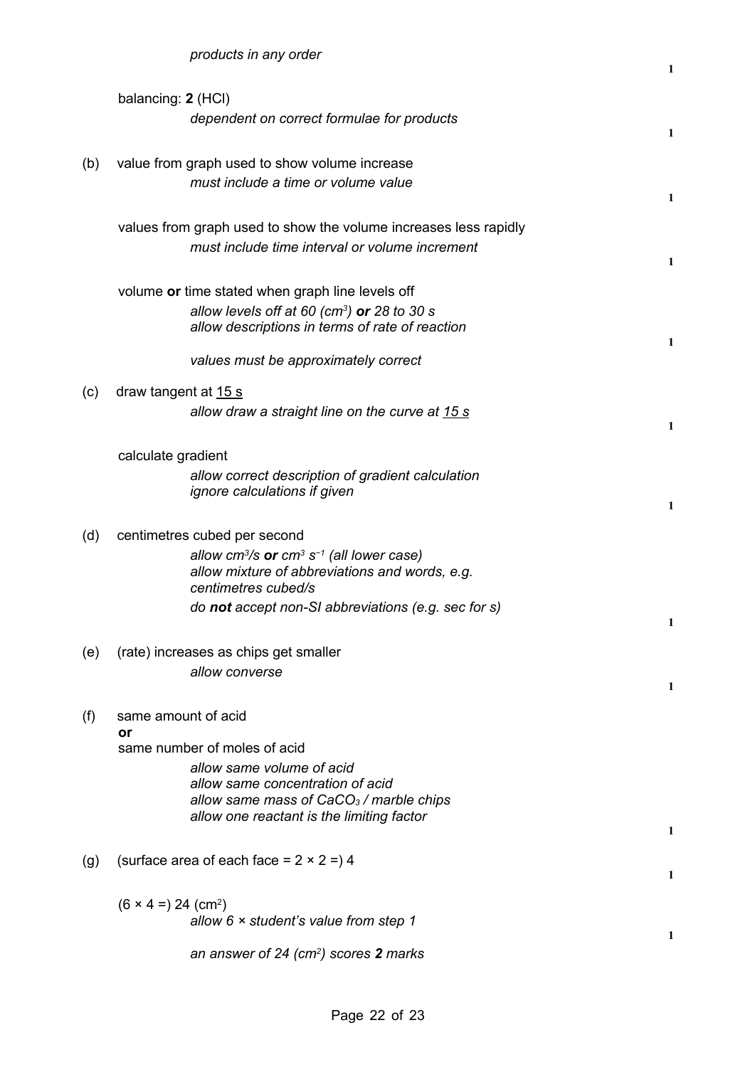*products in any order*

**1**

balancing: **2** (HCl)

*dependent on correct formulae for products*

**1**

(b) value from graph used to show volume increase

*must include a time or volume value*

**1**

values from graph used to show the volume increases less rapidly

*must include time interval or volume increment*

**1**

volume **or** time stated when graph line levels off

*allow levels off at 60 ($cm^3$)* ***or*** *28 to 30 s*
*allow descriptions in terms of rate of reaction*

**1**

*values must be approximately correct*

(c) draw tangent at 15 s

*allow draw a straight line on the curve at 15 s*

**1**

calculate gradient

*allow correct description of gradient calculation*
*ignore calculations if given*

**1**

(d) centimetres cubed per second

*allow $cm^3/s$* ***or*** *$cm^3\ s^{-1}$ (all lower case)*
*allow mixture of abbreviations and words, e.g. centimetres cubed/s*
*do* ***not*** *accept non-SI abbreviations (e.g. sec for s)*

**1**

(e) (rate) increases as chips get smaller

*allow converse*

**1**

(f) same amount of acid
**or**
same number of moles of acid

*allow same volume of acid*
*allow same concentration of acid*
*allow same mass of $CaCO_3$ / marble chips*
*allow one reactant is the limiting factor*

**1**

(g) (surface area of each face = $2 \times 2 =$) 4

**1**

($6 \times 4 =$) 24 ($cm^2$)

*allow 6 × student's value from step 1*

**1**

*an answer of 24 ($cm^2$) scores* ***2*** *marks*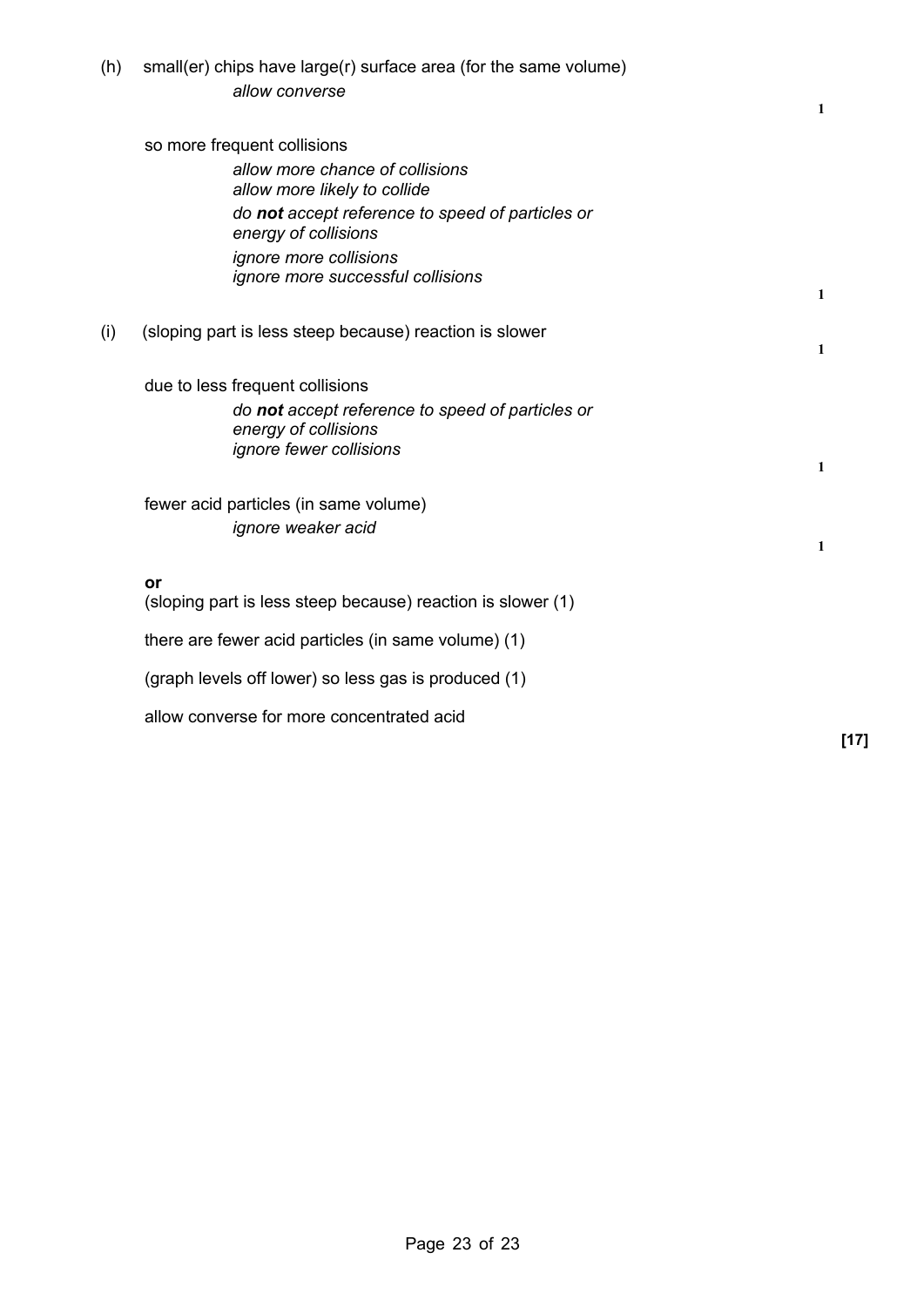(h) small(er) chips have large(r) surface area (for the same volume)

*allow converse*

**1**

so more frequent collisions

*allow more chance of collisions*
*allow more likely to collide*
*do **not** accept reference to speed of particles or energy of collisions*
*ignore more collisions*
*ignore more successful collisions*

**1**

(i) (sloping part is less steep because) reaction is slower

**1**

due to less frequent collisions

*do **not** accept reference to speed of particles or energy of collisions*
*ignore fewer collisions*

**1**

fewer acid particles (in same volume)

*ignore weaker acid*

**1**

**or**

(sloping part is less steep because) reaction is slower (1)

there are fewer acid particles (in same volume) (1)

(graph levels off lower) so less gas is produced (1)

allow converse for more concentrated acid

**[17]**